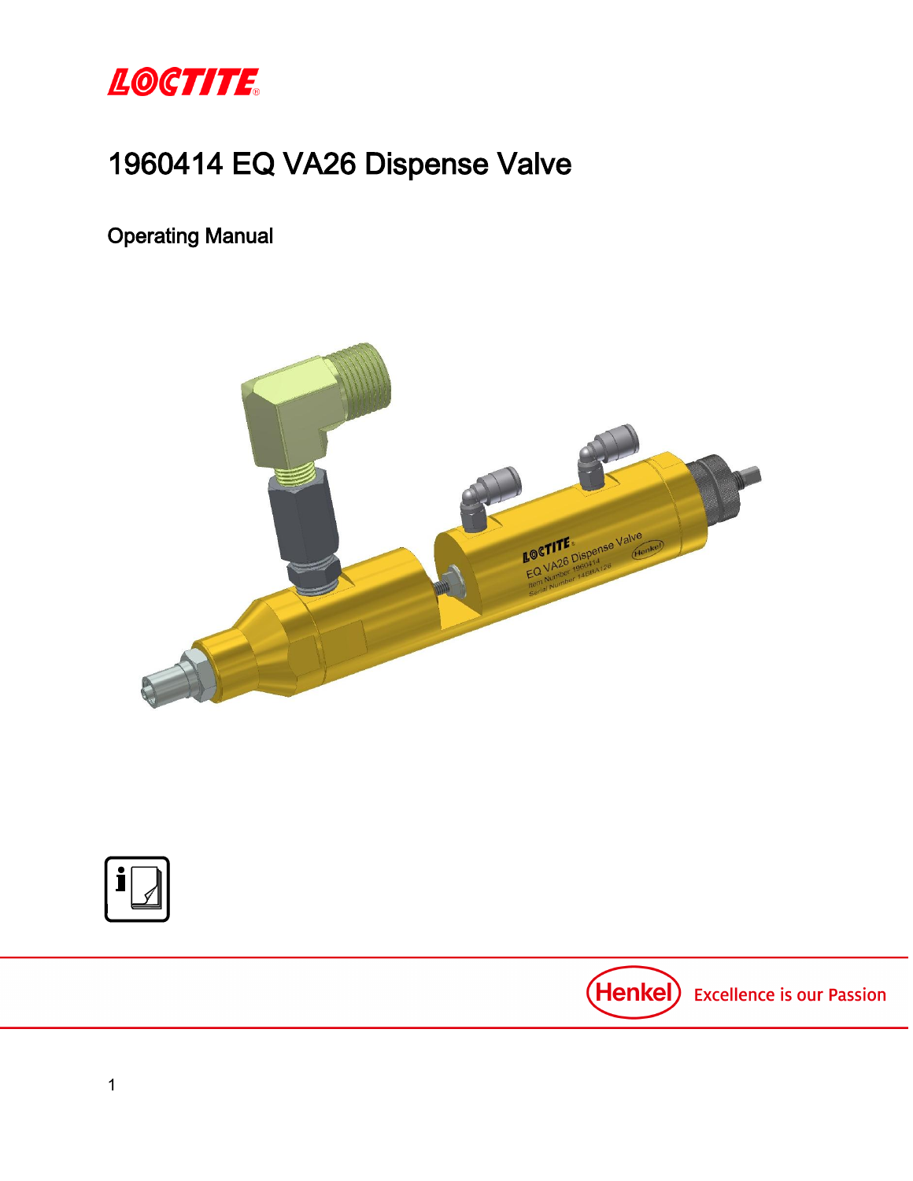# 1960414 EQ VA26 Dispense Valve

## Operating Manual

Excellence is our Passion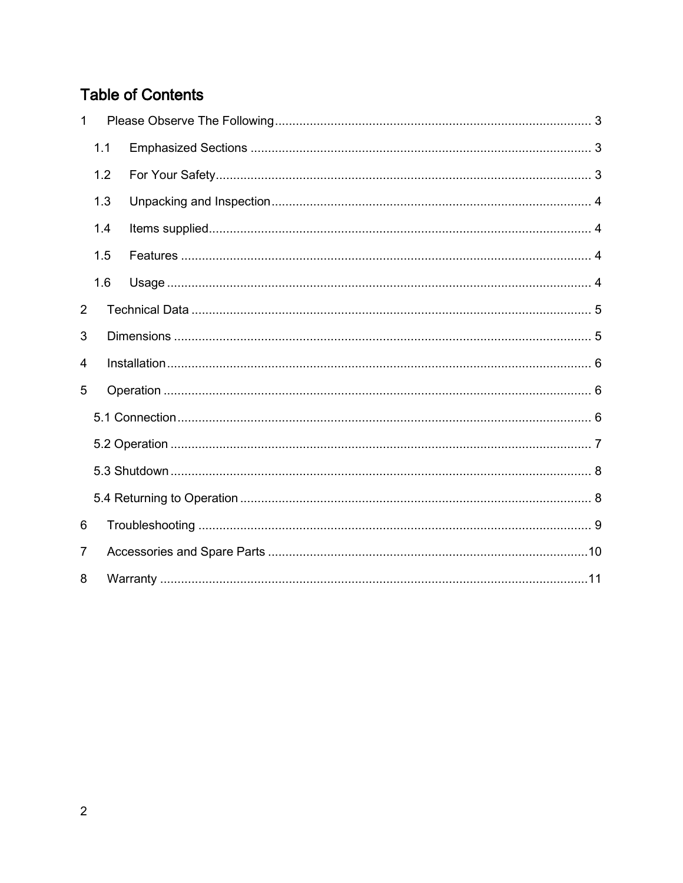# Table of Contents

1 Please Observe The Following ... 3

  1.1 Emphasized Sections ... 3

  1.2 For Your Safety ... 3

  1.3 Unpacking and Inspection ... 4

  1.4 Items supplied ... 4

  1.5 Features ... 4

  1.6 Usage ... 4

2 Technical Data ... 5

3 Dimensions ... 5

4 Installation ... 6

5 Operation ... 6

  5.1 Connection ... 6

  5.2 Operation ... 7

  5.3 Shutdown ... 8

  5.4 Returning to Operation ... 8

6 Troubleshooting ... 9

7 Accessories and Spare Parts ... 10

8 Warranty ... 11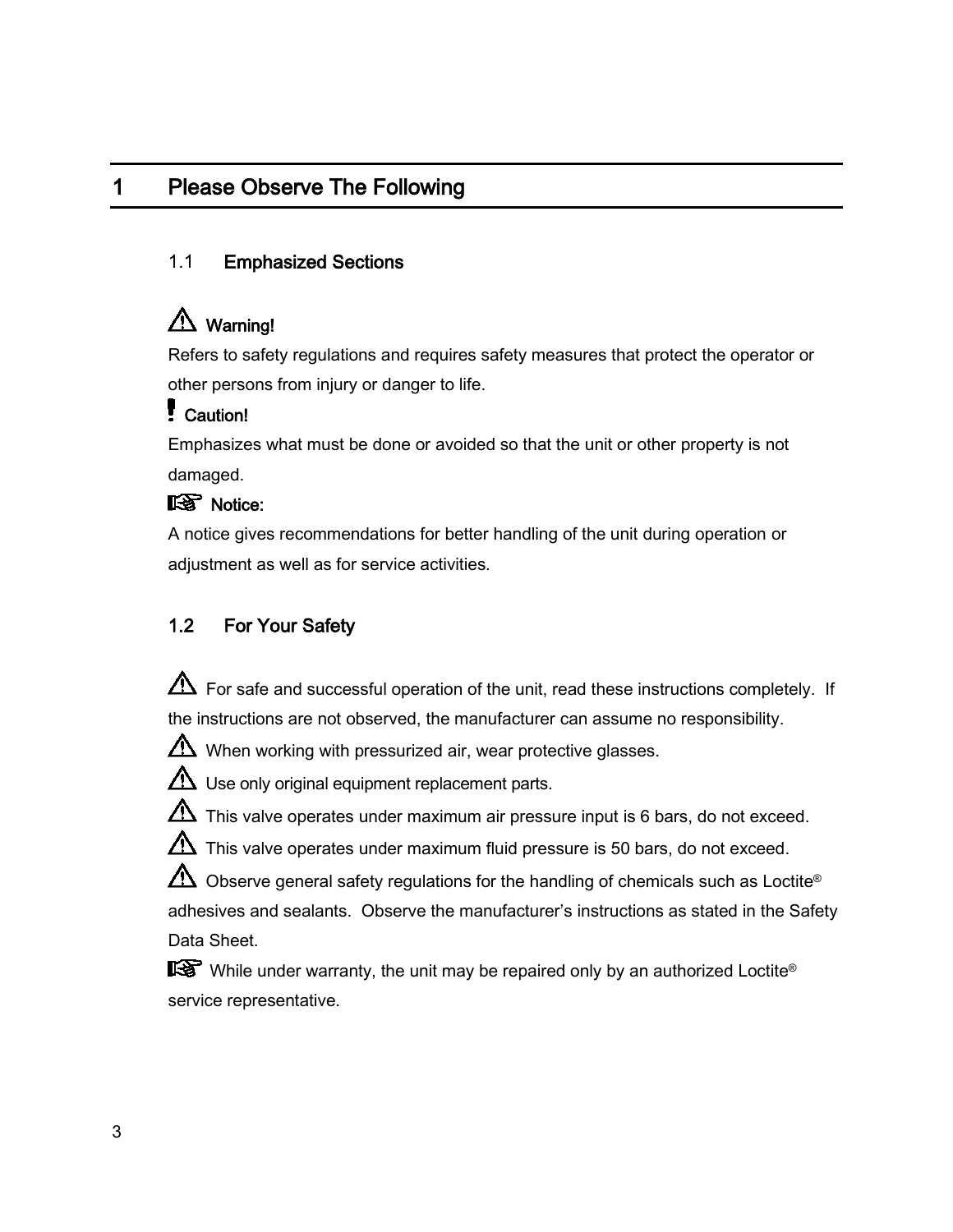# 1 Please Observe The Following

## 1.1 Emphasized Sections

⚠ **Warning!**

Refers to safety regulations and requires safety measures that protect the operator or other persons from injury or danger to life.

! **Caution!**

Emphasizes what must be done or avoided so that the unit or other property is not damaged.

☞ **Notice:**

A notice gives recommendations for better handling of the unit during operation or adjustment as well as for service activities.

## 1.2 For Your Safety

⚠ For safe and successful operation of the unit, read these instructions completely. If the instructions are not observed, the manufacturer can assume no responsibility.

⚠ When working with pressurized air, wear protective glasses.

⚠ Use only original equipment replacement parts.

⚠ This valve operates under maximum air pressure input is 6 bars, do not exceed.

⚠ This valve operates under maximum fluid pressure is 50 bars, do not exceed.

⚠ Observe general safety regulations for the handling of chemicals such as Loctite® adhesives and sealants. Observe the manufacturer's instructions as stated in the Safety Data Sheet.

☞ While under warranty, the unit may be repaired only by an authorized Loctite® service representative.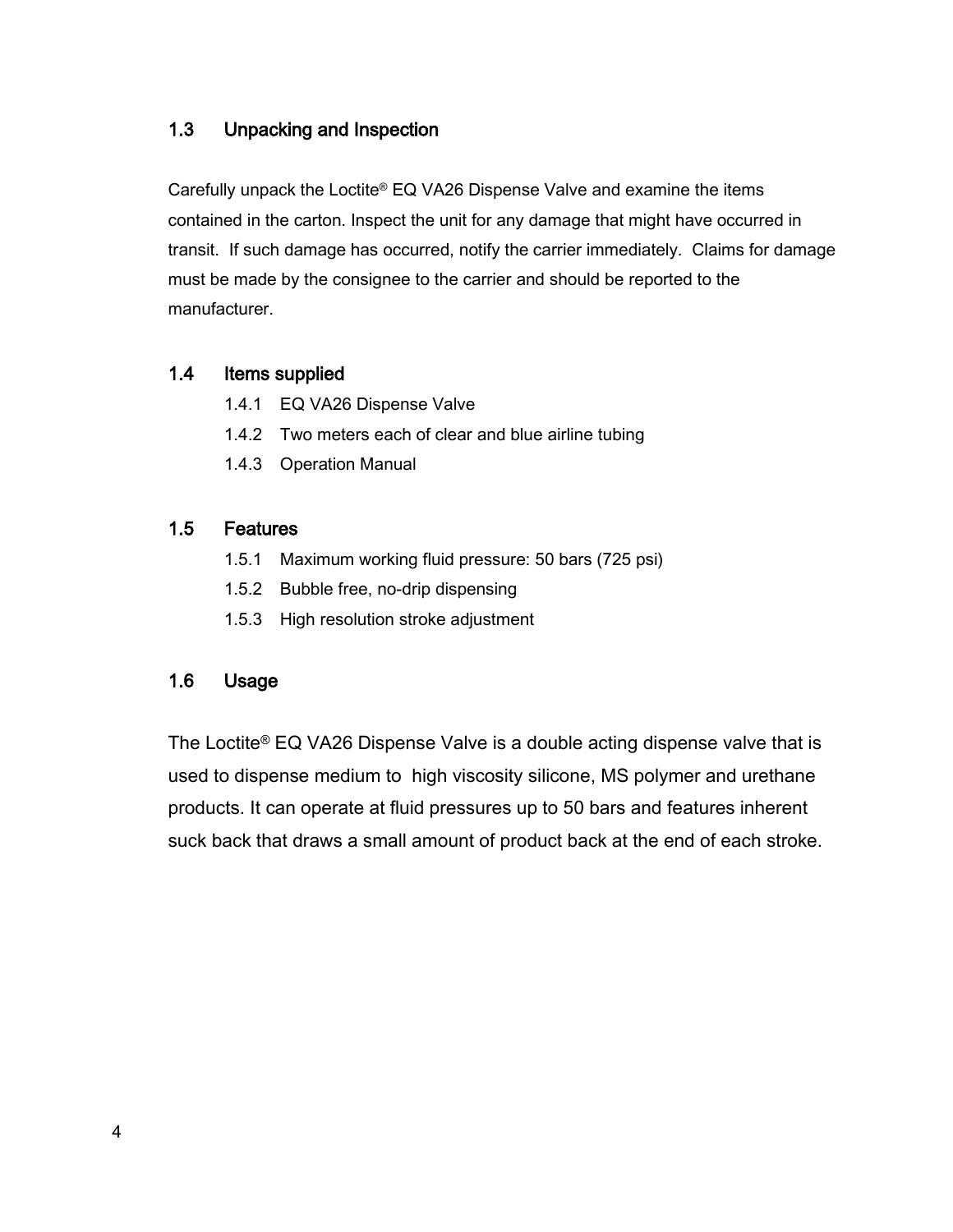## 1.3 Unpacking and Inspection

Carefully unpack the Loctite® EQ VA26 Dispense Valve and examine the items contained in the carton. Inspect the unit for any damage that might have occurred in transit. If such damage has occurred, notify the carrier immediately. Claims for damage must be made by the consignee to the carrier and should be reported to the manufacturer.

## 1.4 Items supplied

- 1.4.1 EQ VA26 Dispense Valve
- 1.4.2 Two meters each of clear and blue airline tubing
- 1.4.3 Operation Manual

## 1.5 Features

- 1.5.1 Maximum working fluid pressure: 50 bars (725 psi)
- 1.5.2 Bubble free, no-drip dispensing
- 1.5.3 High resolution stroke adjustment

## 1.6 Usage

The Loctite® EQ VA26 Dispense Valve is a double acting dispense valve that is used to dispense medium to high viscosity silicone, MS polymer and urethane products. It can operate at fluid pressures up to 50 bars and features inherent suck back that draws a small amount of product back at the end of each stroke.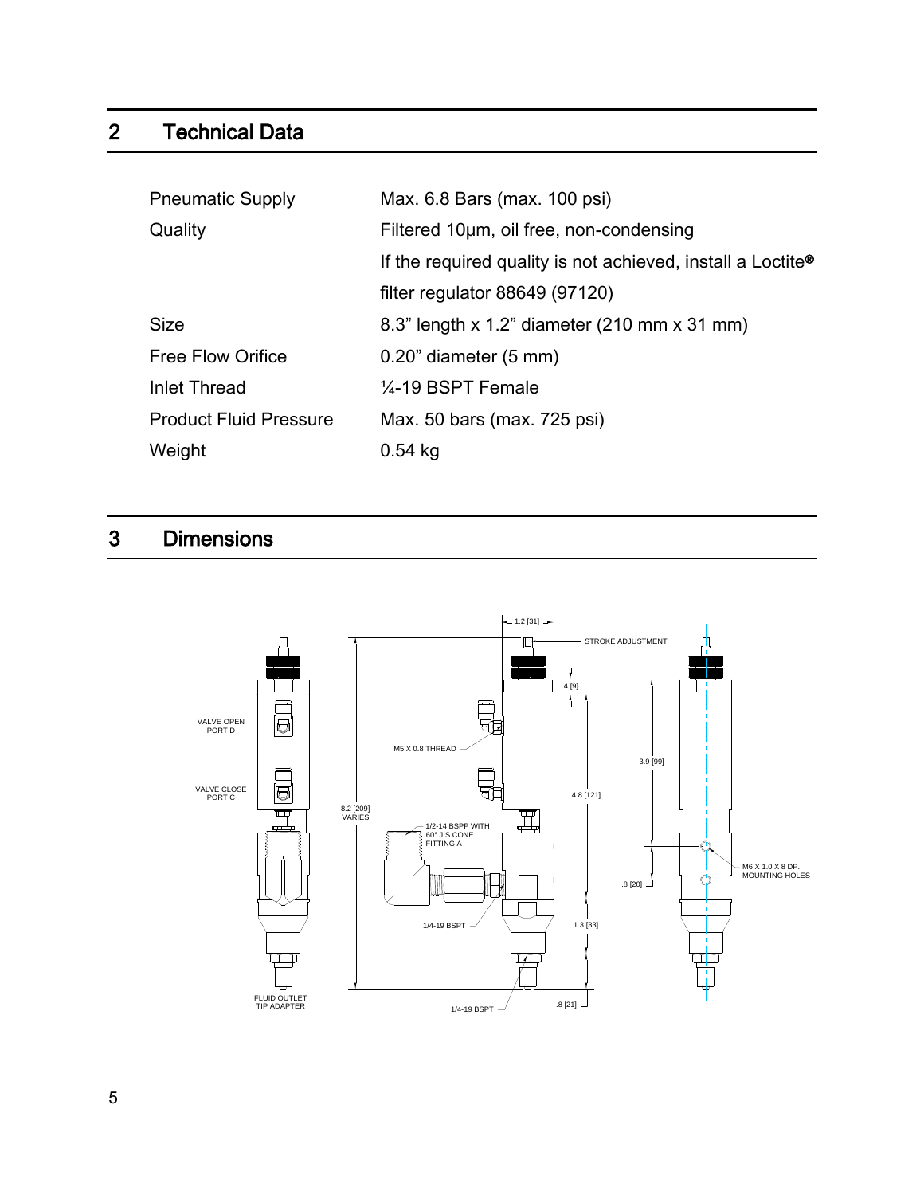## 2 Technical Data

| | |
|---|---|
| Pneumatic Supply | Max. 6.8 Bars (max. 100 psi) |
| Quality | Filtered 10µm, oil free, non-condensing |
| | If the required quality is not achieved, install a Loctite® filter regulator 88649 (97120) |
| Size | 8.3" length x 1.2" diameter (210 mm x 31 mm) |
| Free Flow Orifice | 0.20" diameter (5 mm) |
| Inlet Thread | ¼-19 BSPT Female |
| Product Fluid Pressure | Max. 50 bars (max. 725 psi) |
| Weight | 0.54 kg |

## 3 Dimensions

VALVE OPEN PORT D

VALVE CLOSE PORT C

FLUID OUTLET TIP ADAPTER

8.2 [209] VARIES

1.2 [31]

STROKE ADJUSTMENT

.4 [9]

M5 X 0.8 THREAD

4.8 [121]

1/2-14 BSPP WITH 60° JIS CONE FITTING A

1/4-19 BSPT

1.3 [33]

1/4-19 BSPT

.8 [21]

3.9 [99]

.8 [20]

M6 X 1.0 X 8 DP. MOUNTING HOLES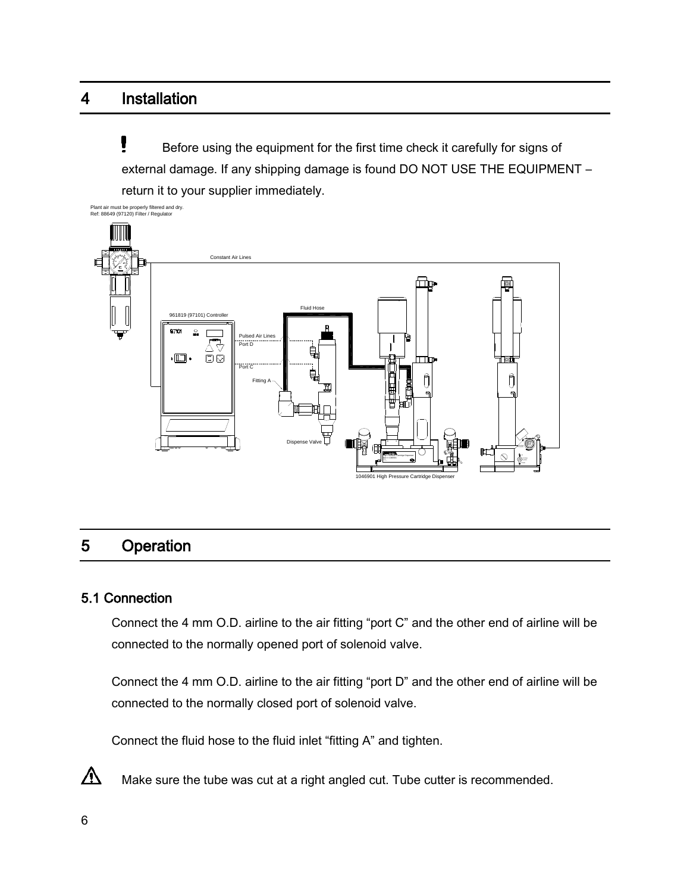# 4 Installation

! Before using the equipment for the first time check it carefully for signs of external damage. If any shipping damage is found DO NOT USE THE EQUIPMENT – return it to your supplier immediately.

Plant air must be properly filtered and dry.
Ref: 88649 (97120) Filter / Regulator

Constant Air Lines

961819 (97101) Controller

Fluid Hose

Pulsed Air Lines
Port D

Port C

Fitting A

Dispense Valve

1046901 High Pressure Cartridge Dispenser

# 5 Operation

## 5.1 Connection

Connect the 4 mm O.D. airline to the air fitting “port C” and the other end of airline will be connected to the normally opened port of solenoid valve.

Connect the 4 mm O.D. airline to the air fitting “port D” and the other end of airline will be connected to the normally closed port of solenoid valve.

Connect the fluid hose to the fluid inlet “fitting A” and tighten.

⚠ Make sure the tube was cut at a right angled cut. Tube cutter is recommended.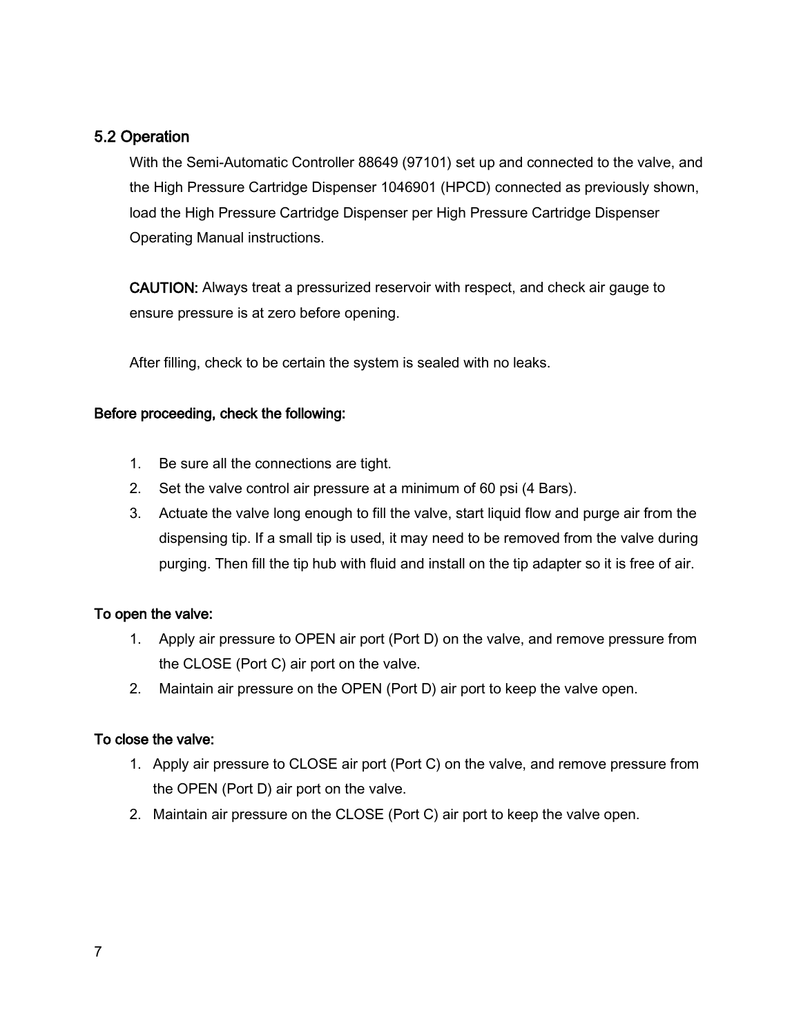## 5.2 Operation

With the Semi-Automatic Controller 88649 (97101) set up and connected to the valve, and the High Pressure Cartridge Dispenser 1046901 (HPCD) connected as previously shown, load the High Pressure Cartridge Dispenser per High Pressure Cartridge Dispenser Operating Manual instructions.

**CAUTION:** Always treat a pressurized reservoir with respect, and check air gauge to ensure pressure is at zero before opening.

After filling, check to be certain the system is sealed with no leaks.

**Before proceeding, check the following:**

1. Be sure all the connections are tight.
2. Set the valve control air pressure at a minimum of 60 psi (4 Bars).
3. Actuate the valve long enough to fill the valve, start liquid flow and purge air from the dispensing tip. If a small tip is used, it may need to be removed from the valve during purging. Then fill the tip hub with fluid and install on the tip adapter so it is free of air.

**To open the valve:**

1. Apply air pressure to OPEN air port (Port D) on the valve, and remove pressure from the CLOSE (Port C) air port on the valve.
2. Maintain air pressure on the OPEN (Port D) air port to keep the valve open.

**To close the valve:**

1. Apply air pressure to CLOSE air port (Port C) on the valve, and remove pressure from the OPEN (Port D) air port on the valve.
2. Maintain air pressure on the CLOSE (Port C) air port to keep the valve open.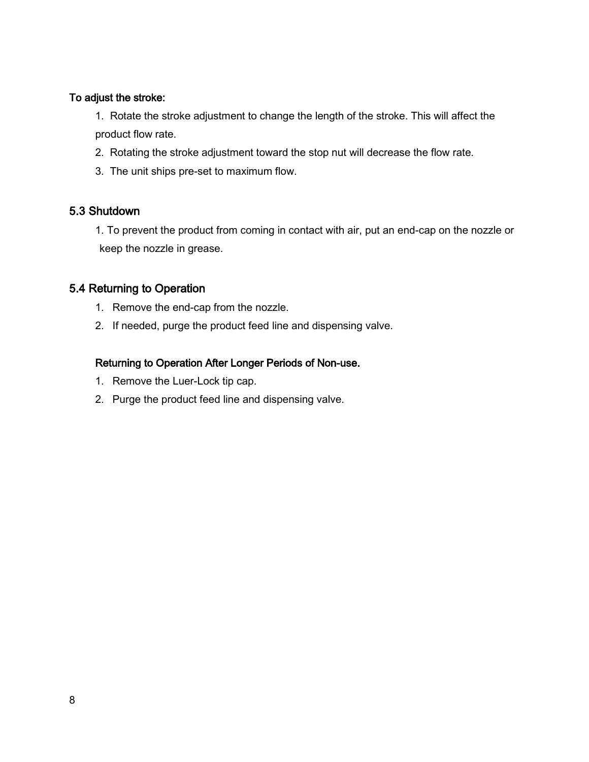**To adjust the stroke:**

1. Rotate the stroke adjustment to change the length of the stroke. This will affect the product flow rate.
2. Rotating the stroke adjustment toward the stop nut will decrease the flow rate.
3. The unit ships pre-set to maximum flow.

## 5.3 Shutdown

1. To prevent the product from coming in contact with air, put an end-cap on the nozzle or keep the nozzle in grease.

## 5.4 Returning to Operation

1. Remove the end-cap from the nozzle.
2. If needed, purge the product feed line and dispensing valve.

**Returning to Operation After Longer Periods of Non-use.**

1. Remove the Luer-Lock tip cap.
2. Purge the product feed line and dispensing valve.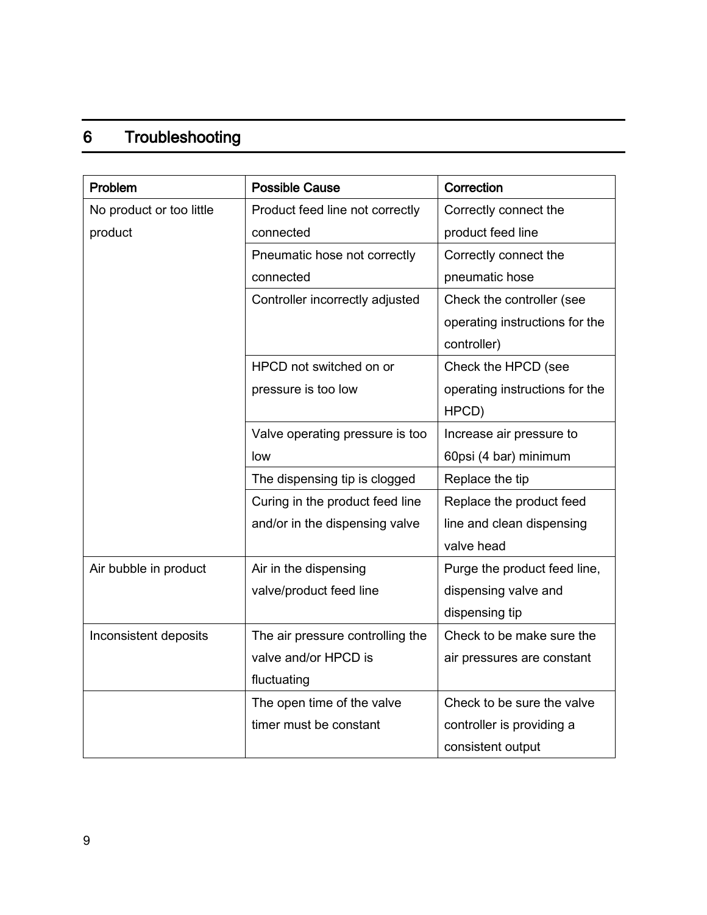# 6 Troubleshooting

| Problem | Possible Cause | Correction |
| --- | --- | --- |
| No product or too little product | Product feed line not correctly connected | Correctly connect the product feed line |
| | Pneumatic hose not correctly connected | Correctly connect the pneumatic hose |
| | Controller incorrectly adjusted | Check the controller (see operating instructions for the controller) |
| | HPCD not switched on or pressure is too low | Check the HPCD (see operating instructions for the HPCD) |
| | Valve operating pressure is too low | Increase air pressure to 60psi (4 bar) minimum |
| | The dispensing tip is clogged | Replace the tip |
| | Curing in the product feed line and/or in the dispensing valve | Replace the product feed line and clean dispensing valve head |
| Air bubble in product | Air in the dispensing valve/product feed line | Purge the product feed line, dispensing valve and dispensing tip |
| Inconsistent deposits | The air pressure controlling the valve and/or HPCD is fluctuating | Check to be make sure the air pressures are constant |
| | The open time of the valve timer must be constant | Check to be sure the valve controller is providing a consistent output |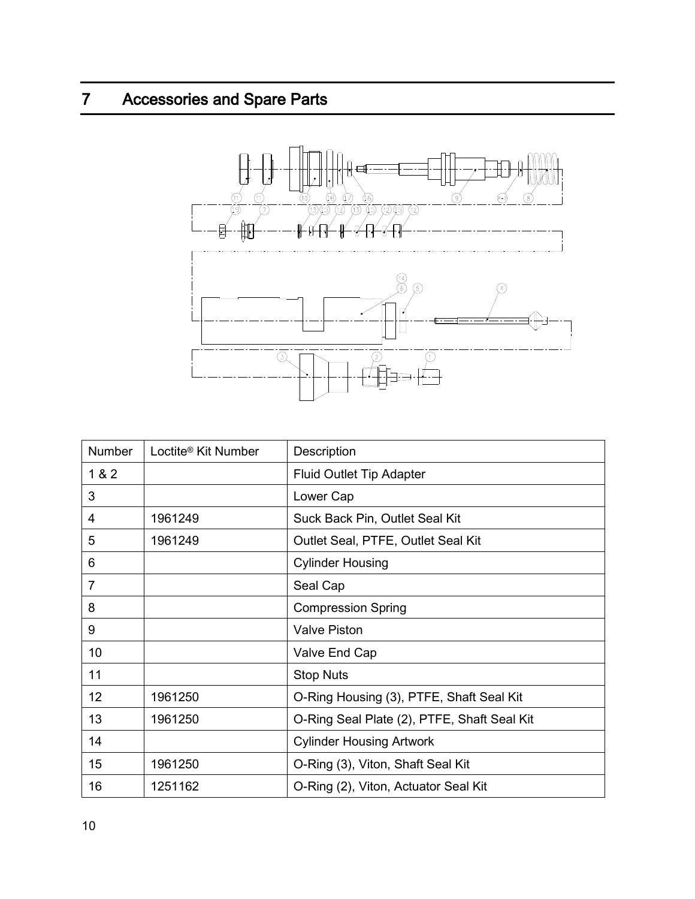# 7 Accessories and Spare Parts

| Number | Loctite® Kit Number | Description |
| --- | --- | --- |
| 1 & 2 | | Fluid Outlet Tip Adapter |
| 3 | | Lower Cap |
| 4 | 1961249 | Suck Back Pin, Outlet Seal Kit |
| 5 | 1961249 | Outlet Seal, PTFE, Outlet Seal Kit |
| 6 | | Cylinder Housing |
| 7 | | Seal Cap |
| 8 | | Compression Spring |
| 9 | | Valve Piston |
| 10 | | Valve End Cap |
| 11 | | Stop Nuts |
| 12 | 1961250 | O-Ring Housing (3), PTFE, Shaft Seal Kit |
| 13 | 1961250 | O-Ring Seal Plate (2), PTFE, Shaft Seal Kit |
| 14 | | Cylinder Housing Artwork |
| 15 | 1961250 | O-Ring (3), Viton, Shaft Seal Kit |
| 16 | 1251162 | O-Ring (2), Viton, Actuator Seal Kit |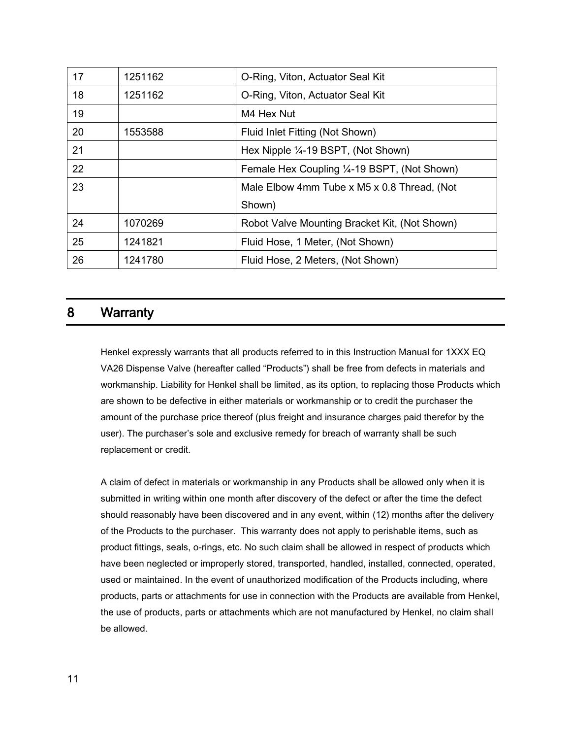| 17 | 1251162 | O-Ring, Viton, Actuator Seal Kit |
|---|---|---|
| 18 | 1251162 | O-Ring, Viton, Actuator Seal Kit |
| 19 | | M4 Hex Nut |
| 20 | 1553588 | Fluid Inlet Fitting (Not Shown) |
| 21 | | Hex Nipple ¼-19 BSPT, (Not Shown) |
| 22 | | Female Hex Coupling ¼-19 BSPT, (Not Shown) |
| 23 | | Male Elbow 4mm Tube x M5 x 0.8 Thread, (Not Shown) |
| 24 | 1070269 | Robot Valve Mounting Bracket Kit, (Not Shown) |
| 25 | 1241821 | Fluid Hose, 1 Meter, (Not Shown) |
| 26 | 1241780 | Fluid Hose, 2 Meters, (Not Shown) |

# 8 Warranty

Henkel expressly warrants that all products referred to in this Instruction Manual for 1XXX EQ VA26 Dispense Valve (hereafter called "Products") shall be free from defects in materials and workmanship. Liability for Henkel shall be limited, as its option, to replacing those Products which are shown to be defective in either materials or workmanship or to credit the purchaser the amount of the purchase price thereof (plus freight and insurance charges paid therefor by the user). The purchaser's sole and exclusive remedy for breach of warranty shall be such replacement or credit.

A claim of defect in materials or workmanship in any Products shall be allowed only when it is submitted in writing within one month after discovery of the defect or after the time the defect should reasonably have been discovered and in any event, within (12) months after the delivery of the Products to the purchaser. This warranty does not apply to perishable items, such as product fittings, seals, o-rings, etc. No such claim shall be allowed in respect of products which have been neglected or improperly stored, transported, handled, installed, connected, operated, used or maintained. In the event of unauthorized modification of the Products including, where products, parts or attachments for use in connection with the Products are available from Henkel, the use of products, parts or attachments which are not manufactured by Henkel, no claim shall be allowed.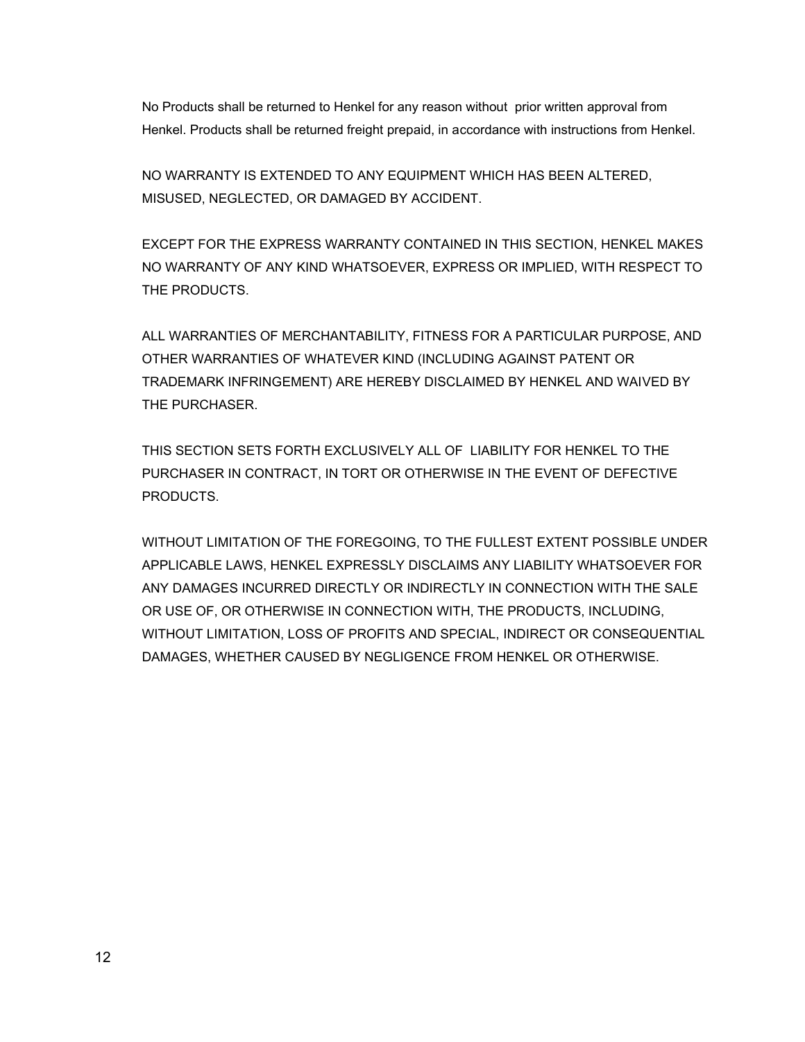No Products shall be returned to Henkel for any reason without prior written approval from Henkel. Products shall be returned freight prepaid, in accordance with instructions from Henkel.

NO WARRANTY IS EXTENDED TO ANY EQUIPMENT WHICH HAS BEEN ALTERED, MISUSED, NEGLECTED, OR DAMAGED BY ACCIDENT.

EXCEPT FOR THE EXPRESS WARRANTY CONTAINED IN THIS SECTION, HENKEL MAKES NO WARRANTY OF ANY KIND WHATSOEVER, EXPRESS OR IMPLIED, WITH RESPECT TO THE PRODUCTS.

ALL WARRANTIES OF MERCHANTABILITY, FITNESS FOR A PARTICULAR PURPOSE, AND OTHER WARRANTIES OF WHATEVER KIND (INCLUDING AGAINST PATENT OR TRADEMARK INFRINGEMENT) ARE HEREBY DISCLAIMED BY HENKEL AND WAIVED BY THE PURCHASER.

THIS SECTION SETS FORTH EXCLUSIVELY ALL OF LIABILITY FOR HENKEL TO THE PURCHASER IN CONTRACT, IN TORT OR OTHERWISE IN THE EVENT OF DEFECTIVE PRODUCTS.

WITHOUT LIMITATION OF THE FOREGOING, TO THE FULLEST EXTENT POSSIBLE UNDER APPLICABLE LAWS, HENKEL EXPRESSLY DISCLAIMS ANY LIABILITY WHATSOEVER FOR ANY DAMAGES INCURRED DIRECTLY OR INDIRECTLY IN CONNECTION WITH THE SALE OR USE OF, OR OTHERWISE IN CONNECTION WITH, THE PRODUCTS, INCLUDING, WITHOUT LIMITATION, LOSS OF PROFITS AND SPECIAL, INDIRECT OR CONSEQUENTIAL DAMAGES, WHETHER CAUSED BY NEGLIGENCE FROM HENKEL OR OTHERWISE.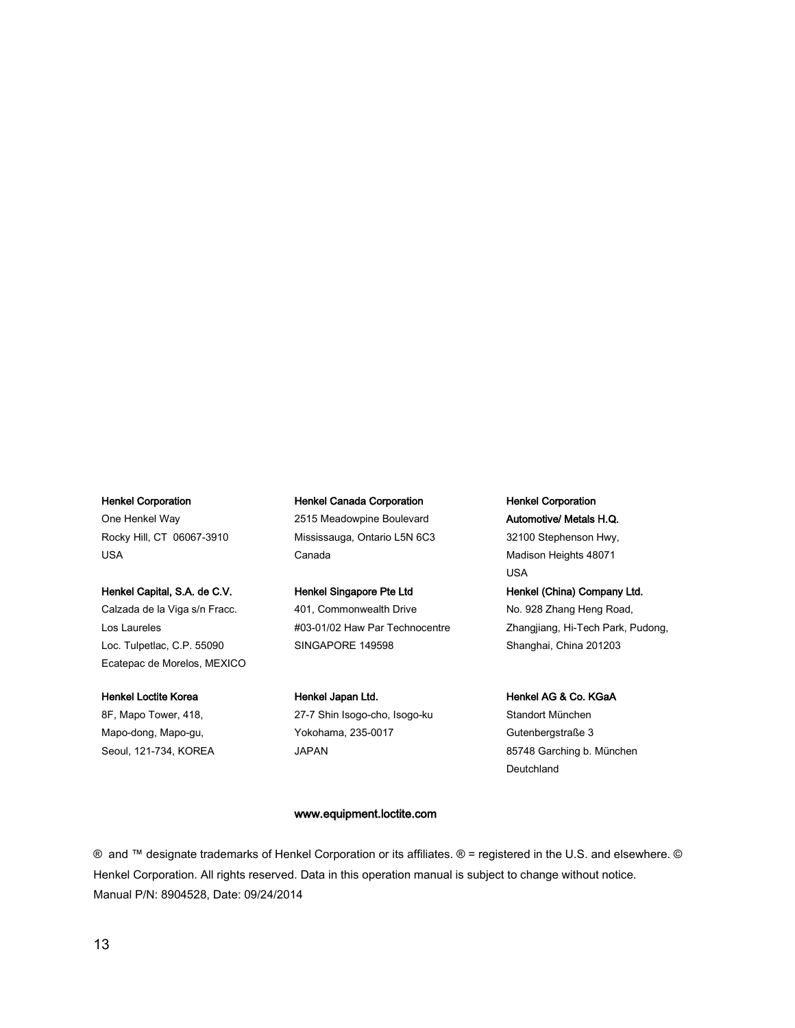**Henkel Corporation**
One Henkel Way
Rocky Hill, CT 06067-3910
USA

**Henkel Canada Corporation**
2515 Meadowpine Boulevard
Mississauga, Ontario L5N 6C3
Canada

**Henkel Corporation**
**Automotive/ Metals H.Q.**
32100 Stephenson Hwy,
Madison Heights 48071
USA

**Henkel Capital, S.A. de C.V.**
Calzada de la Viga s/n Fracc.
Los Laureles
Loc. Tulpetlac, C.P. 55090
Ecatepac de Morelos, MEXICO

**Henkel Singapore Pte Ltd**
401, Commonwealth Drive
#03-01/02 Haw Par Technocentre
SINGAPORE 149598

**Henkel (China) Company Ltd.**
No. 928 Zhang Heng Road,
Zhangjiang, Hi-Tech Park, Pudong,
Shanghai, China 201203

**Henkel Loctite Korea**
8F, Mapo Tower, 418,
Mapo-dong, Mapo-gu,
Seoul, 121-734, KOREA

**Henkel Japan Ltd.**
27-7 Shin Isogo-cho, Isogo-ku
Yokohama, 235-0017
JAPAN

**Henkel AG & Co. KGaA**
Standort München
Gutenbergstraße 3
85748 Garching b. München
Deutchland

**www.equipment.loctite.com**

® and ™ designate trademarks of Henkel Corporation or its affiliates. ® = registered in the U.S. and elsewhere. © Henkel Corporation. All rights reserved. Data in this operation manual is subject to change without notice.
Manual P/N: 8904528, Date: 09/24/2014